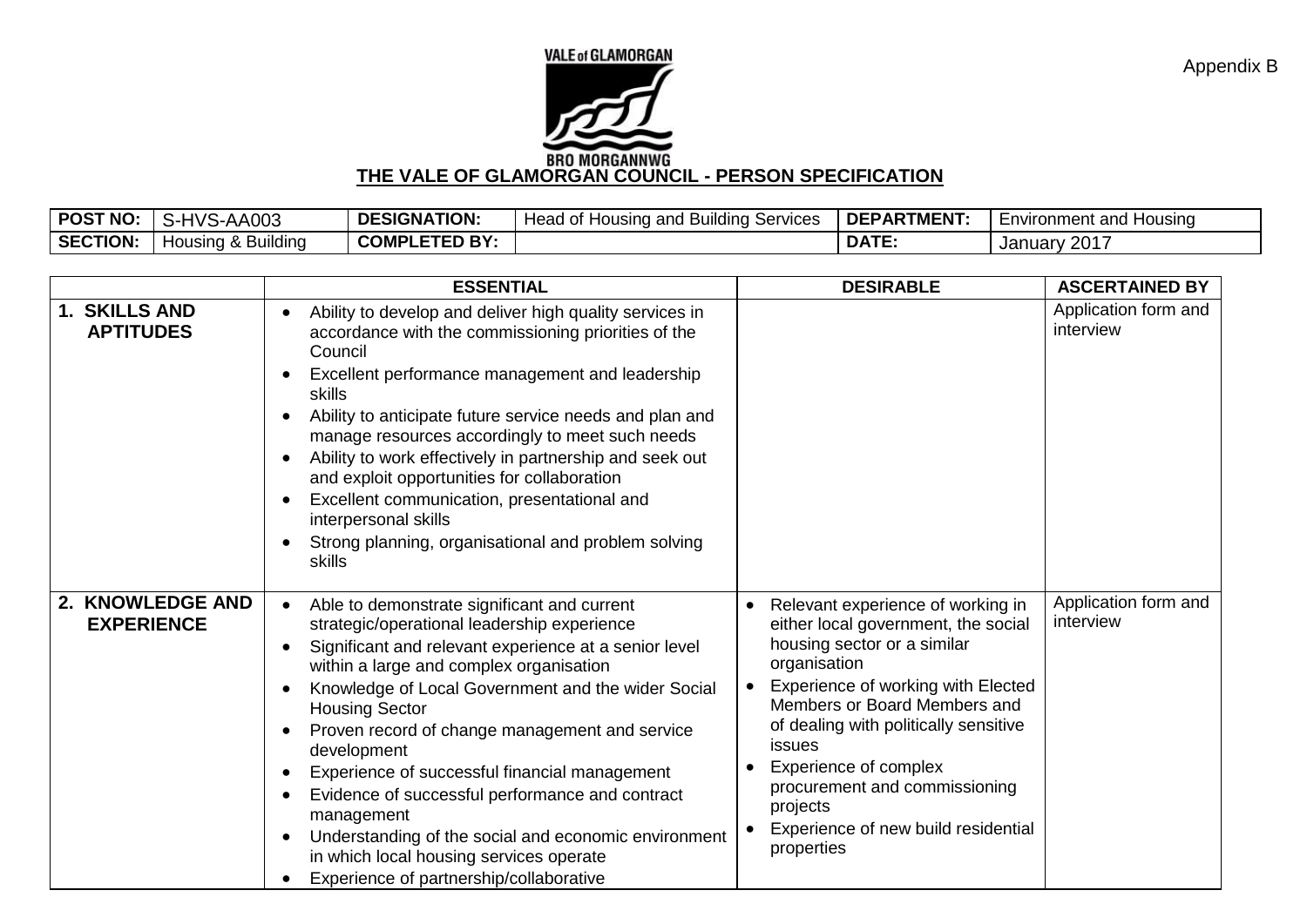Appendix B

VALE of GLAMORGAN

BRO MORGANNWG

# THE VALE OF GLAMORGAN COUNCIL - PERSON SPECIFICATION

| **POST NO:** | S-HVS-AA003 | **DESIGNATION:** | Head of Housing and Building Services | **DEPARTMENT:** | Environment and Housing |
|---|---|---|---|---|---|
| **SECTION:** | Housing & Building | **COMPLETED BY:** | | **DATE:** | January 2017 |

| | **ESSENTIAL** | **DESIRABLE** | **ASCERTAINED BY** |
|---|---|---|---|
| **1. SKILLS AND APTITUDES** | • Ability to develop and deliver high quality services in accordance with the commissioning priorities of the Council<br>• Excellent performance management and leadership skills<br>• Ability to anticipate future service needs and plan and manage resources accordingly to meet such needs<br>• Ability to work effectively in partnership and seek out and exploit opportunities for collaboration<br>• Excellent communication, presentational and interpersonal skills<br>• Strong planning, organisational and problem solving skills | | Application form and interview |
| **2. KNOWLEDGE AND EXPERIENCE** | • Able to demonstrate significant and current strategic/operational leadership experience<br>• Significant and relevant experience at a senior level within a large and complex organisation<br>• Knowledge of Local Government and the wider Social Housing Sector<br>• Proven record of change management and service development<br>• Experience of successful financial management<br>• Evidence of successful performance and contract management<br>• Understanding of the social and economic environment in which local housing services operate<br>• Experience of partnership/collaborative | • Relevant experience of working in either local government, the social housing sector or a similar organisation<br>• Experience of working with Elected Members or Board Members and of dealing with politically sensitive issues<br>• Experience of complex procurement and commissioning projects<br>• Experience of new build residential properties | Application form and interview |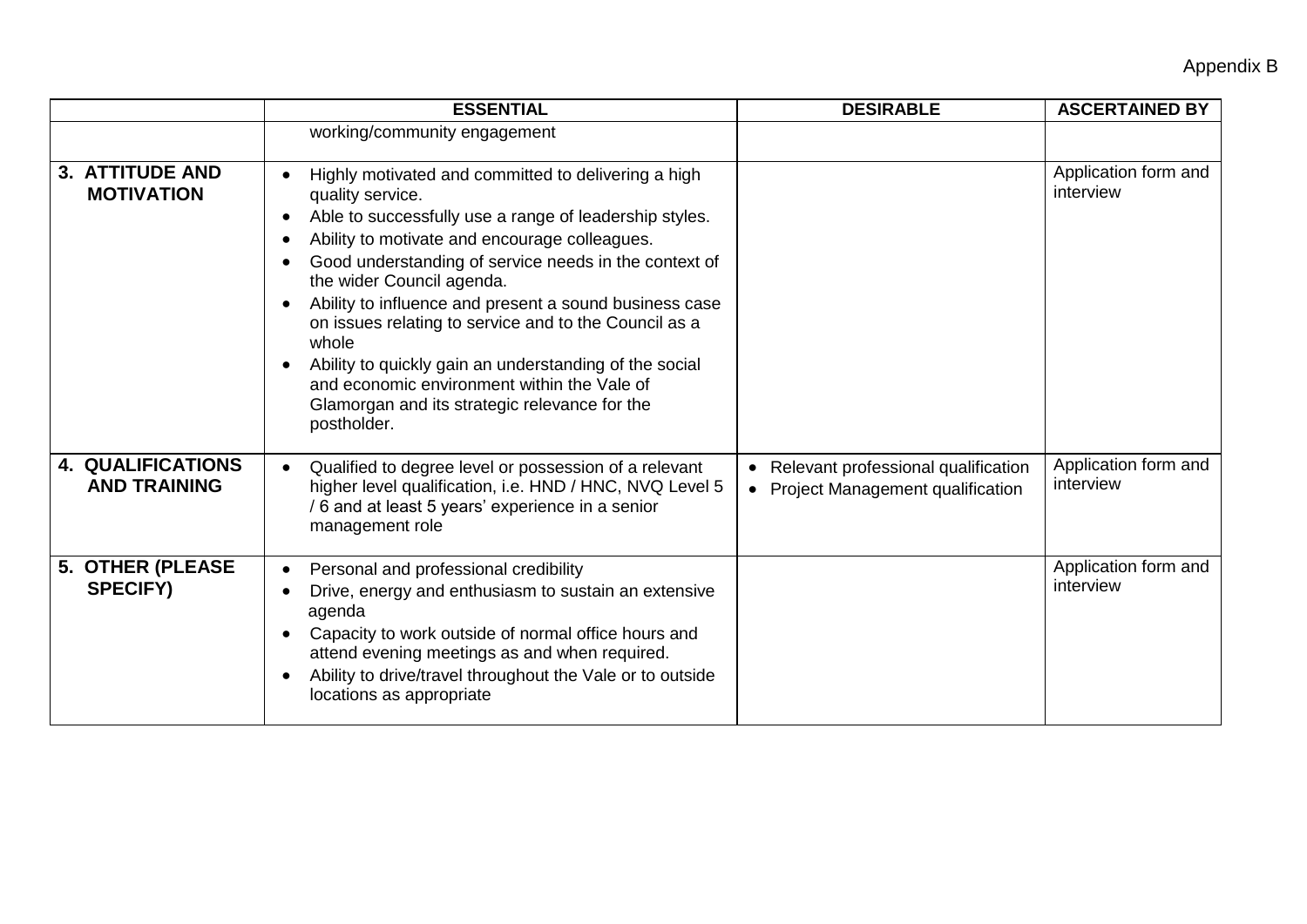Appendix B

| | ESSENTIAL | DESIRABLE | ASCERTAINED BY |
|---|---|---|---|
| | working/community engagement | | |
| **3. ATTITUDE AND MOTIVATION** | • Highly motivated and committed to delivering a high quality service.<br>• Able to successfully use a range of leadership styles.<br>• Ability to motivate and encourage colleagues.<br>• Good understanding of service needs in the context of the wider Council agenda.<br>• Ability to influence and present a sound business case on issues relating to service and to the Council as a whole<br>• Ability to quickly gain an understanding of the social and economic environment within the Vale of Glamorgan and its strategic relevance for the postholder. | | Application form and interview |
| **4. QUALIFICATIONS AND TRAINING** | • Qualified to degree level or possession of a relevant higher level qualification, i.e. HND / HNC, NVQ Level 5 / 6 and at least 5 years' experience in a senior management role | • Relevant professional qualification<br>• Project Management qualification | Application form and interview |
| **5. OTHER (PLEASE SPECIFY)** | • Personal and professional credibility<br>• Drive, energy and enthusiasm to sustain an extensive agenda<br>• Capacity to work outside of normal office hours and attend evening meetings as and when required.<br>• Ability to drive/travel throughout the Vale or to outside locations as appropriate | | Application form and interview |